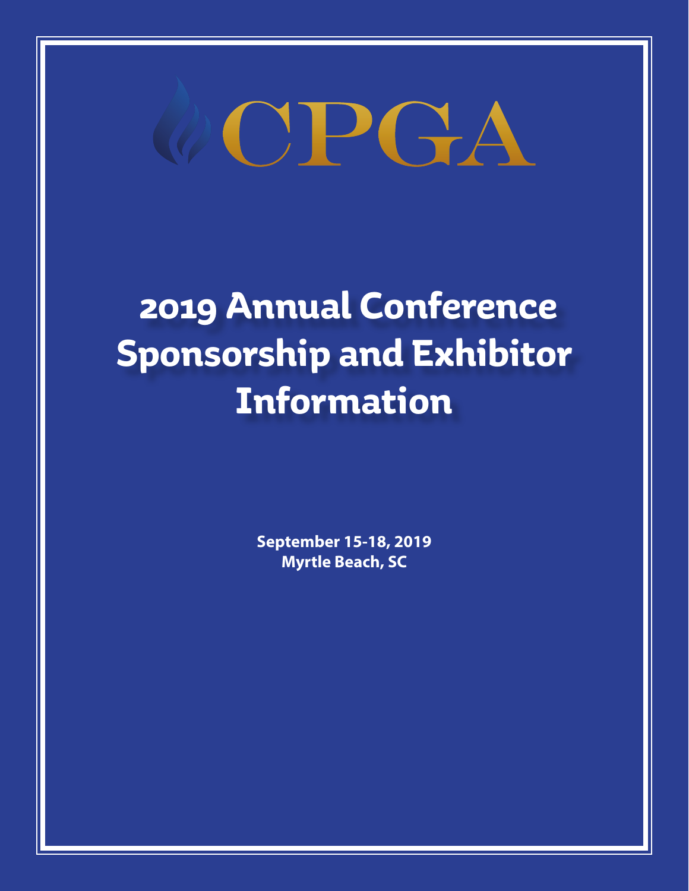# CPGA

# 2019 Annual Conference Sponsorship and Exhibitor Information

**September 15-18, 2019**
**Myrtle Beach, SC**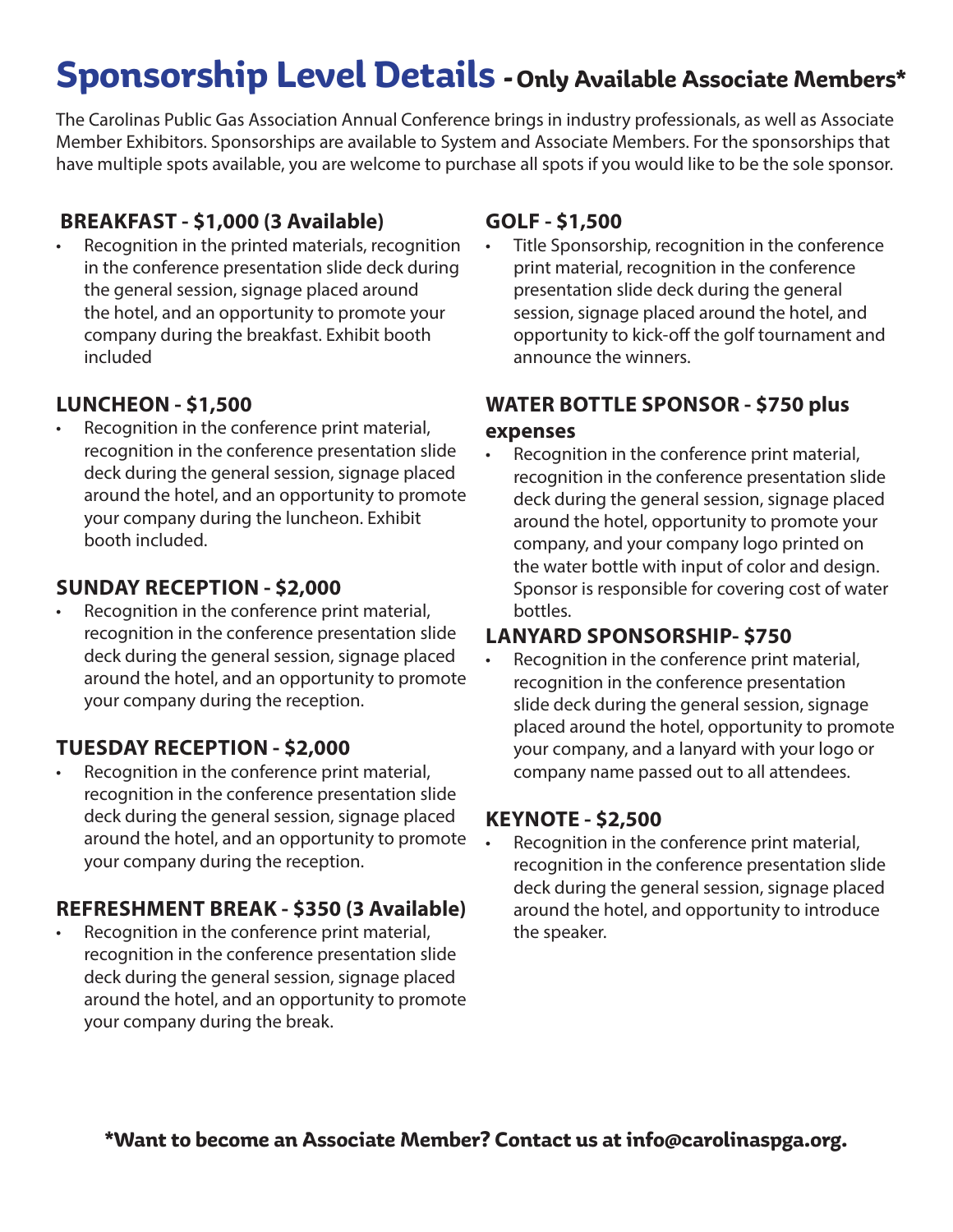# Sponsorship Level Details - Only Available Associate Members*

The Carolinas Public Gas Association Annual Conference brings in industry professionals, as well as Associate Member Exhibitors. Sponsorships are available to System and Associate Members. For the sponsorships that have multiple spots available, you are welcome to purchase all spots if you would like to be the sole sponsor.

### BREAKFAST - $1,000 (3 Available)

- Recognition in the printed materials, recognition in the conference presentation slide deck during the general session, signage placed around the hotel, and an opportunity to promote your company during the breakfast. Exhibit booth included

### LUNCHEON - $1,500

- Recognition in the conference print material, recognition in the conference presentation slide deck during the general session, signage placed around the hotel, and an opportunity to promote your company during the luncheon. Exhibit booth included.

### SUNDAY RECEPTION - $2,000

- Recognition in the conference print material, recognition in the conference presentation slide deck during the general session, signage placed around the hotel, and an opportunity to promote your company during the reception.

### TUESDAY RECEPTION - $2,000

- Recognition in the conference print material, recognition in the conference presentation slide deck during the general session, signage placed around the hotel, and an opportunity to promote your company during the reception.

### REFRESHMENT BREAK - $350 (3 Available)

- Recognition in the conference print material, recognition in the conference presentation slide deck during the general session, signage placed around the hotel, and an opportunity to promote your company during the break.

### GOLF - $1,500

- Title Sponsorship, recognition in the conference print material, recognition in the conference presentation slide deck during the general session, signage placed around the hotel, and opportunity to kick-off the golf tournament and announce the winners.

### WATER BOTTLE SPONSOR - $750 plus expenses

- Recognition in the conference print material, recognition in the conference presentation slide deck during the general session, signage placed around the hotel, opportunity to promote your company, and your company logo printed on the water bottle with input of color and design. Sponsor is responsible for covering cost of water bottles.

### LANYARD SPONSORSHIP- $750

- Recognition in the conference print material, recognition in the conference presentation slide deck during the general session, signage placed around the hotel, opportunity to promote your company, and a lanyard with your logo or company name passed out to all attendees.

### KEYNOTE - $2,500

- Recognition in the conference print material, recognition in the conference presentation slide deck during the general session, signage placed around the hotel, and opportunity to introduce the speaker.

**\*Want to become an Associate Member? Contact us at info@carolinaspga.org.**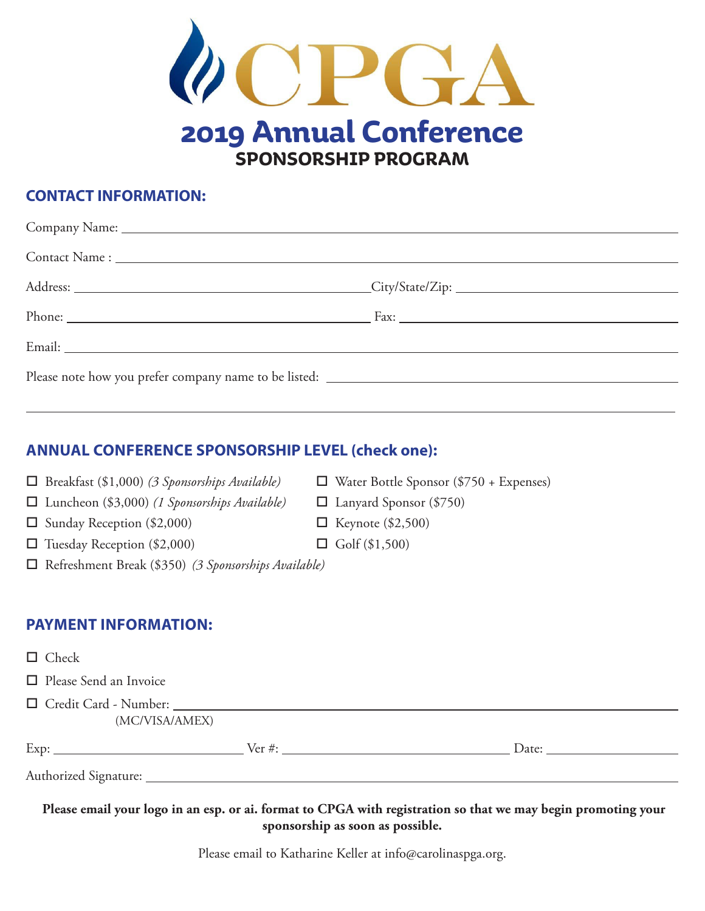# CPGA

## 2019 Annual Conference
### SPONSORSHIP PROGRAM

### CONTACT INFORMATION:

Company Name: ______________________________

Contact Name : ______________________________

Address: ______________________________ City/State/Zip: ______________________________

Phone: ______________________________ Fax: ______________________________

Email: ______________________________

Please note how you prefer company name to be listed: ______________________________

______________________________

### ANNUAL CONFERENCE SPONSORSHIP LEVEL (check one):

- ☐ Breakfast ($1,000) *(3 Sponsorships Available)*
- ☐ Luncheon ($3,000) *(1 Sponsorships Available)*
- ☐ Sunday Reception ($2,000)
- ☐ Tuesday Reception ($2,000)
- ☐ Refreshment Break ($350) *(3 Sponsorships Available)*
- ☐ Water Bottle Sponsor ($750 + Expenses)
- ☐ Lanyard Sponsor ($750)
- ☐ Keynote ($2,500)
- ☐ Golf ($1,500)

### PAYMENT INFORMATION:

- ☐ Check
- ☐ Please Send an Invoice
- ☐ Credit Card - Number: ______________________________
  (MC/VISA/AMEX)

Exp: ______________ Ver #: ______________ Date: ______________

Authorized Signature: ______________________________

**Please email your logo in an esp. or ai. format to CPGA with registration so that we may begin promoting your sponsorship as soon as possible.**

Please email to Katharine Keller at info@carolinaspga.org.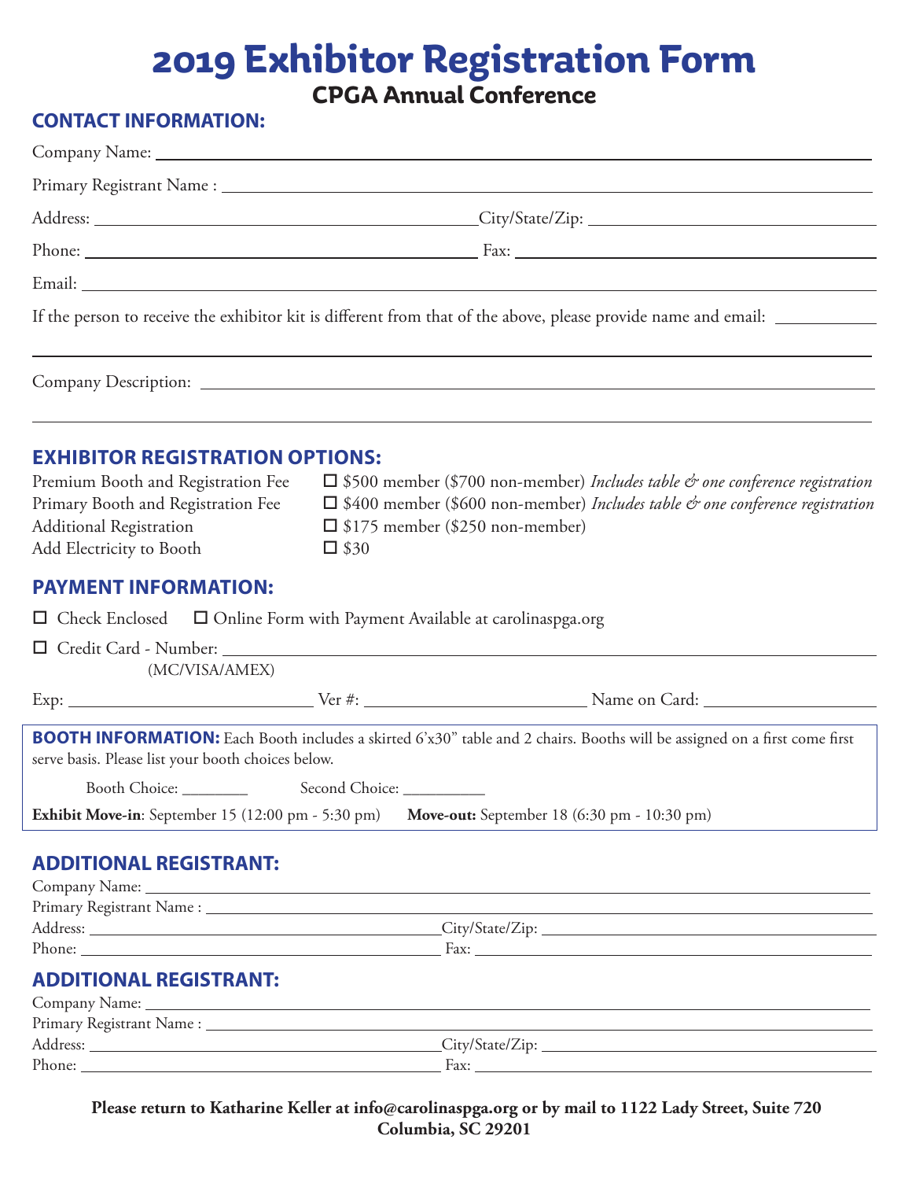# 2019 Exhibitor Registration Form

## CPGA Annual Conference

### CONTACT INFORMATION:

Company Name: \_\_\_\_\_\_\_\_\_\_\_\_\_\_\_\_\_\_\_\_

Primary Registrant Name : \_\_\_\_\_\_\_\_\_\_\_\_\_\_\_\_\_\_\_\_

Address: \_\_\_\_\_\_\_\_\_\_\_\_\_\_\_\_\_\_\_\_ City/State/Zip: \_\_\_\_\_\_\_\_\_\_\_\_\_\_\_\_\_\_\_\_

Phone: \_\_\_\_\_\_\_\_\_\_\_\_\_\_\_\_\_\_\_\_ Fax: \_\_\_\_\_\_\_\_\_\_\_\_\_\_\_\_\_\_\_\_

Email: \_\_\_\_\_\_\_\_\_\_\_\_\_\_\_\_\_\_\_\_

If the person to receive the exhibitor kit is different from that of the above, please provide name and email: \_\_\_\_\_\_\_\_\_\_\_\_\_\_\_\_\_\_\_\_

Company Description: \_\_\_\_\_\_\_\_\_\_\_\_\_\_\_\_\_\_\_\_

### EXHIBITOR REGISTRATION OPTIONS:

| | |
|---|---|
| Premium Booth and Registration Fee | ☐ $500 member ($700 non-member) *Includes table & one conference registration* |
| Primary Booth and Registration Fee | ☐ $400 member ($600 non-member) *Includes table & one conference registration* |
| Additional Registration | ☐ $175 member ($250 non-member) |
| Add Electricity to Booth | ☐ $30 |

### PAYMENT INFORMATION:

☐ Check Enclosed ☐ Online Form with Payment Available at carolinaspga.org

☐ Credit Card - Number: \_\_\_\_\_\_\_\_\_\_\_\_\_\_\_\_\_\_\_\_
(MC/VISA/AMEX)

Exp: \_\_\_\_\_\_\_\_\_\_\_\_\_\_\_\_\_\_\_\_ Ver #: \_\_\_\_\_\_\_\_\_\_\_\_\_\_\_\_\_\_\_\_ Name on Card: \_\_\_\_\_\_\_\_\_\_\_\_\_\_\_\_\_\_\_\_

**BOOTH INFORMATION:** Each Booth includes a skirted 6'x30" table and 2 chairs. Booths will be assigned on a first come first serve basis. Please list your booth choices below.

Booth Choice: \_\_\_\_\_\_\_\_ Second Choice: \_\_\_\_\_\_\_\_\_\_

**Exhibit Move-in**: September 15 (12:00 pm - 5:30 pm) **Move-out:** September 18 (6:30 pm - 10:30 pm)

### ADDITIONAL REGISTRANT:

Company Name: \_\_\_\_\_\_\_\_\_\_\_\_\_\_\_\_\_\_\_\_

Primary Registrant Name : \_\_\_\_\_\_\_\_\_\_\_\_\_\_\_\_\_\_\_\_

Address: \_\_\_\_\_\_\_\_\_\_\_\_\_\_\_\_\_\_\_\_ City/State/Zip: \_\_\_\_\_\_\_\_\_\_\_\_\_\_\_\_\_\_\_\_

Phone: \_\_\_\_\_\_\_\_\_\_\_\_\_\_\_\_\_\_\_\_ Fax: \_\_\_\_\_\_\_\_\_\_\_\_\_\_\_\_\_\_\_\_

### ADDITIONAL REGISTRANT:

Company Name: \_\_\_\_\_\_\_\_\_\_\_\_\_\_\_\_\_\_\_\_

Primary Registrant Name : \_\_\_\_\_\_\_\_\_\_\_\_\_\_\_\_\_\_\_\_

Address: \_\_\_\_\_\_\_\_\_\_\_\_\_\_\_\_\_\_\_\_ City/State/Zip: \_\_\_\_\_\_\_\_\_\_\_\_\_\_\_\_\_\_\_\_

Phone: \_\_\_\_\_\_\_\_\_\_\_\_\_\_\_\_\_\_\_\_ Fax: \_\_\_\_\_\_\_\_\_\_\_\_\_\_\_\_\_\_\_\_

**Please return to Katharine Keller at info@carolinaspga.org or by mail to 1122 Lady Street, Suite 720 Columbia, SC 29201**